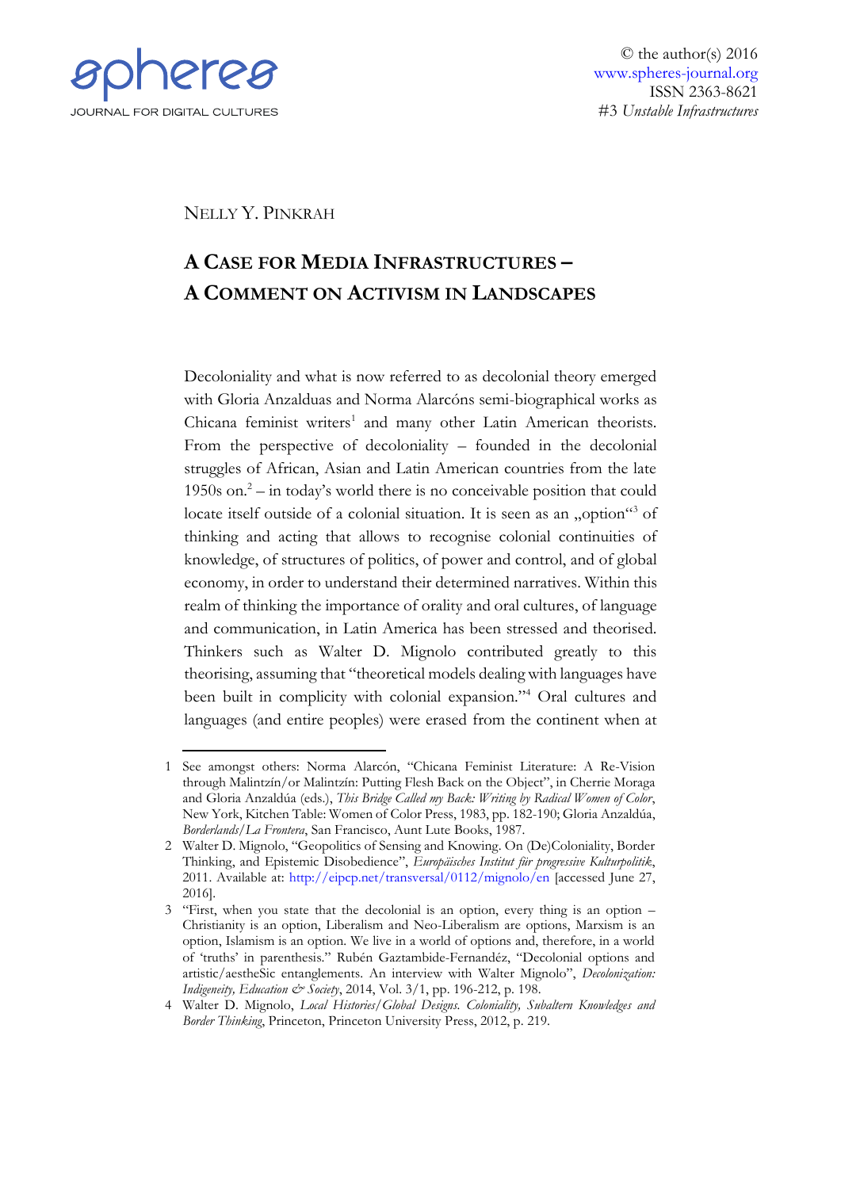NELLY Y. PINKRAH

# A CASE FOR MEDIA INFRASTRUCTURES – A COMMENT ON ACTIVISM IN LANDSCAPES

Decoloniality and what is now referred to as decolonial theory emerged with Gloria Anzalduas and Norma Alarcóns semi-biographical works as Chicana feminist writers[1] and many other Latin American theorists. From the perspective of decoloniality – founded in the decolonial struggles of African, Asian and Latin American countries from the late 1950s on.[2] – in today's world there is no conceivable position that could locate itself outside of a colonial situation. It is seen as an „option"[3] of thinking and acting that allows to recognise colonial continuities of knowledge, of structures of politics, of power and control, and of global economy, in order to understand their determined narratives. Within this realm of thinking the importance of orality and oral cultures, of language and communication, in Latin America has been stressed and theorised. Thinkers such as Walter D. Mignolo contributed greatly to this theorising, assuming that "theoretical models dealing with languages have been built in complicity with colonial expansion."[4] Oral cultures and languages (and entire peoples) were erased from the continent when at

---

1 See amongst others: Norma Alarcón, "Chicana Feminist Literature: A Re-Vision through Malintzín/or Malintzín: Putting Flesh Back on the Object", in Cherrie Moraga and Gloria Anzaldúa (eds.), *This Bridge Called my Back: Writing by Radical Women of Color*, New York, Kitchen Table: Women of Color Press, 1983, pp. 182-190; Gloria Anzaldúa, *Borderlands/La Frontera*, San Francisco, Aunt Lute Books, 1987.

2 Walter D. Mignolo, "Geopolitics of Sensing and Knowing. On (De)Coloniality, Border Thinking, and Epistemic Disobedience", *Europäisches Institut für progressive Kulturpolitik*, 2011. Available at: http://eipcp.net/transversal/0112/mignolo/en [accessed June 27, 2016].

3 "First, when you state that the decolonial is an option, every thing is an option – Christianity is an option, Liberalism and Neo-Liberalism are options, Marxism is an option, Islamism is an option. We live in a world of options and, therefore, in a world of 'truths' in parenthesis." Rubén Gaztambide-Fernandéz, "Decolonial options and artistic/aestheSic entanglements. An interview with Walter Mignolo", *Decolonization: Indigeneity, Education & Society*, 2014, Vol. 3/1, pp. 196-212, p. 198.

4 Walter D. Mignolo, *Local Histories/Global Designs. Coloniality, Subaltern Knowledges and Border Thinking*, Princeton, Princeton University Press, 2012, p. 219.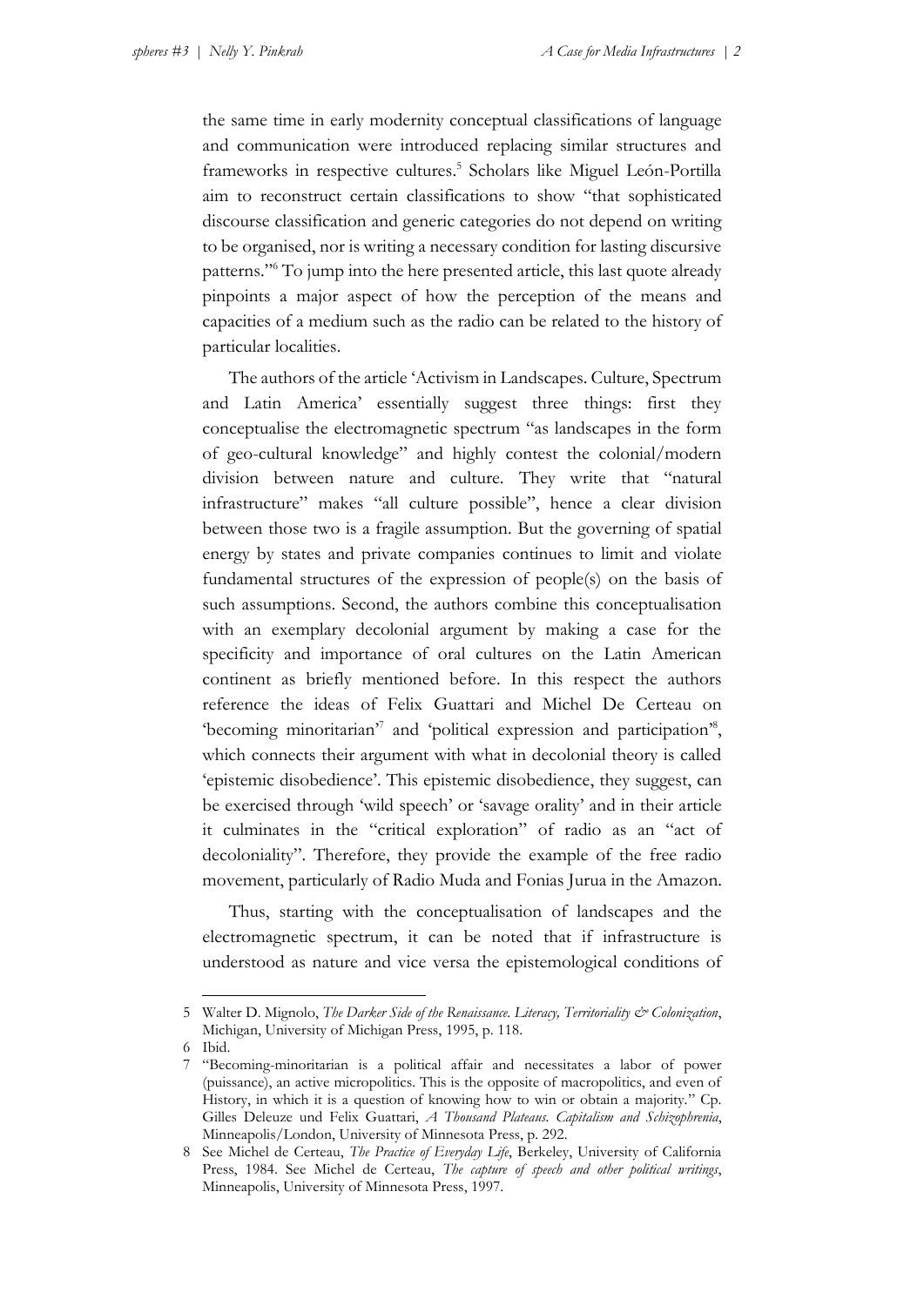the same time in early modernity conceptual classifications of language and communication were introduced replacing similar structures and frameworks in respective cultures.[5] Scholars like Miguel León-Portilla aim to reconstruct certain classifications to show "that sophisticated discourse classification and generic categories do not depend on writing to be organised, nor is writing a necessary condition for lasting discursive patterns."[6] To jump into the here presented article, this last quote already pinpoints a major aspect of how the perception of the means and capacities of a medium such as the radio can be related to the history of particular localities.

The authors of the article 'Activism in Landscapes. Culture, Spectrum and Latin America' essentially suggest three things: first they conceptualise the electromagnetic spectrum "as landscapes in the form of geo-cultural knowledge" and highly contest the colonial/modern division between nature and culture. They write that "natural infrastructure" makes "all culture possible", hence a clear division between those two is a fragile assumption. But the governing of spatial energy by states and private companies continues to limit and violate fundamental structures of the expression of people(s) on the basis of such assumptions. Second, the authors combine this conceptualisation with an exemplary decolonial argument by making a case for the specificity and importance of oral cultures on the Latin American continent as briefly mentioned before. In this respect the authors reference the ideas of Felix Guattari and Michel De Certeau on 'becoming minoritarian'[7] and 'political expression and participation'[8], which connects their argument with what in decolonial theory is called 'epistemic disobedience'. This epistemic disobedience, they suggest, can be exercised through 'wild speech' or 'savage orality' and in their article it culminates in the "critical exploration" of radio as an "act of decoloniality". Therefore, they provide the example of the free radio movement, particularly of Radio Muda and Fonias Jurua in the Amazon.

Thus, starting with the conceptualisation of landscapes and the electromagnetic spectrum, it can be noted that if infrastructure is understood as nature and vice versa the epistemological conditions of

---

5 Walter D. Mignolo, *The Darker Side of the Renaissance. Literacy, Territoriality & Colonization*, Michigan, University of Michigan Press, 1995, p. 118.

6 Ibid.

7 "Becoming-minoritarian is a political affair and necessitates a labor of power (puissance), an active micropolitics. This is the opposite of macropolitics, and even of History, in which it is a question of knowing how to win or obtain a majority." Cp. Gilles Deleuze und Felix Guattari, *A Thousand Plateaus. Capitalism and Schizophrenia*, Minneapolis/London, University of Minnesota Press, p. 292.

8 See Michel de Certeau, *The Practice of Everyday Life*, Berkeley, University of California Press, 1984. See Michel de Certeau, *The capture of speech and other political writings*, Minneapolis, University of Minnesota Press, 1997.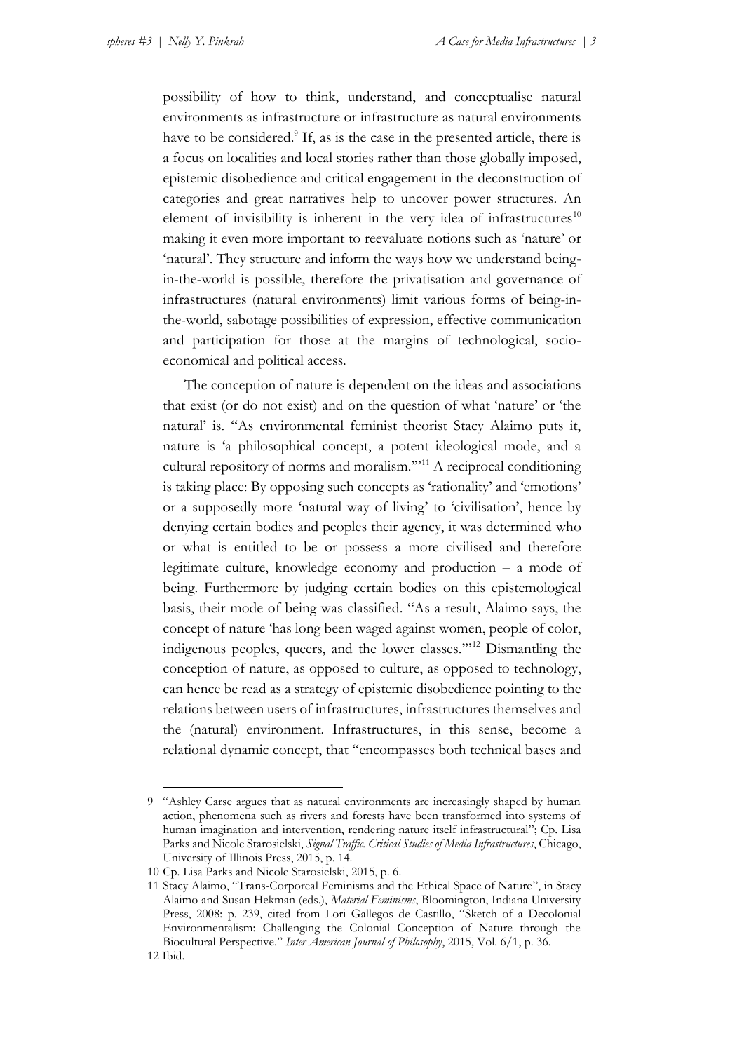possibility of how to think, understand, and conceptualise natural environments as infrastructure or infrastructure as natural environments have to be considered.[9] If, as is the case in the presented article, there is a focus on localities and local stories rather than those globally imposed, epistemic disobedience and critical engagement in the deconstruction of categories and great narratives help to uncover power structures. An element of invisibility is inherent in the very idea of infrastructures[10] making it even more important to reevaluate notions such as 'nature' or 'natural'. They structure and inform the ways how we understand being-in-the-world is possible, therefore the privatisation and governance of infrastructures (natural environments) limit various forms of being-in-the-world, sabotage possibilities of expression, effective communication and participation for those at the margins of technological, socio-economical and political access.

The conception of nature is dependent on the ideas and associations that exist (or do not exist) and on the question of what 'nature' or 'the natural' is. "As environmental feminist theorist Stacy Alaimo puts it, nature is 'a philosophical concept, a potent ideological mode, and a cultural repository of norms and moralism.'"[11] A reciprocal conditioning is taking place: By opposing such concepts as 'rationality' and 'emotions' or a supposedly more 'natural way of living' to 'civilisation', hence by denying certain bodies and peoples their agency, it was determined who or what is entitled to be or possess a more civilised and therefore legitimate culture, knowledge economy and production – a mode of being. Furthermore by judging certain bodies on this epistemological basis, their mode of being was classified. "As a result, Alaimo says, the concept of nature 'has long been waged against women, people of color, indigenous peoples, queers, and the lower classes.'"[12] Dismantling the conception of nature, as opposed to culture, as opposed to technology, can hence be read as a strategy of epistemic disobedience pointing to the relations between users of infrastructures, infrastructures themselves and the (natural) environment. Infrastructures, in this sense, become a relational dynamic concept, that "encompasses both technical bases and

---

9 "Ashley Carse argues that as natural environments are increasingly shaped by human action, phenomena such as rivers and forests have been transformed into systems of human imagination and intervention, rendering nature itself infrastructural"; Cp. Lisa Parks and Nicole Starosielski, *Signal Traffic. Critical Studies of Media Infrastructures*, Chicago, University of Illinois Press, 2015, p. 14.

10 Cp. Lisa Parks and Nicole Starosielski, 2015, p. 6.

11 Stacy Alaimo, "Trans-Corporeal Feminisms and the Ethical Space of Nature", in Stacy Alaimo and Susan Hekman (eds.), *Material Feminisms*, Bloomington, Indiana University Press, 2008: p. 239, cited from Lori Gallegos de Castillo, "Sketch of a Decolonial Environmentalism: Challenging the Colonial Conception of Nature through the Biocultural Perspective." *Inter-American Journal of Philosophy*, 2015, Vol. 6/1, p. 36.

12 Ibid.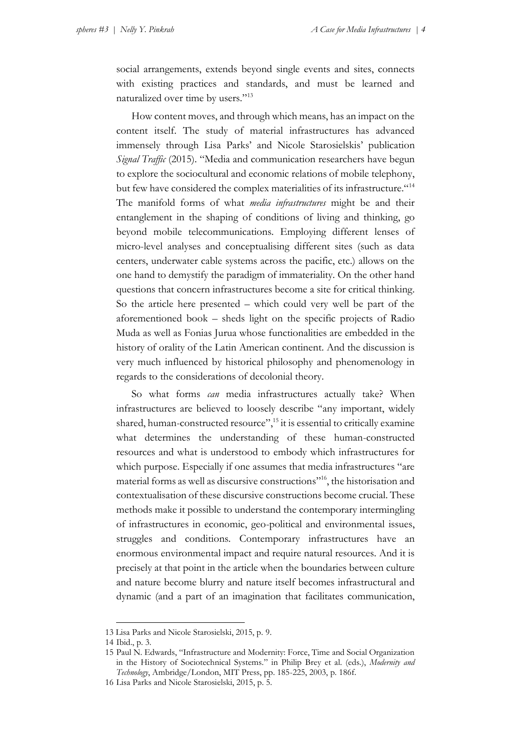social arrangements, extends beyond single events and sites, connects with existing practices and standards, and must be learned and naturalized over time by users."[13]

How content moves, and through which means, has an impact on the content itself. The study of material infrastructures has advanced immensely through Lisa Parks' and Nicole Starosielskis' publication *Signal Traffic* (2015). "Media and communication researchers have begun to explore the sociocultural and economic relations of mobile telephony, but few have considered the complex materialities of its infrastructure."[14] The manifold forms of what *media infrastructures* might be and their entanglement in the shaping of conditions of living and thinking, go beyond mobile telecommunications. Employing different lenses of micro-level analyses and conceptualising different sites (such as data centers, underwater cable systems across the pacific, etc.) allows on the one hand to demystify the paradigm of immateriality. On the other hand questions that concern infrastructures become a site for critical thinking. So the article here presented – which could very well be part of the aforementioned book – sheds light on the specific projects of Radio Muda as well as Fonias Jurua whose functionalities are embedded in the history of orality of the Latin American continent. And the discussion is very much influenced by historical philosophy and phenomenology in regards to the considerations of decolonial theory.

So what forms *can* media infrastructures actually take? When infrastructures are believed to loosely describe "any important, widely shared, human-constructed resource",[15] it is essential to critically examine what determines the understanding of these human-constructed resources and what is understood to embody which infrastructures for which purpose. Especially if one assumes that media infrastructures "are material forms as well as discursive constructions"[16], the historisation and contextualisation of these discursive constructions become crucial. These methods make it possible to understand the contemporary intermingling of infrastructures in economic, geo-political and environmental issues, struggles and conditions. Contemporary infrastructures have an enormous environmental impact and require natural resources. And it is precisely at that point in the article when the boundaries between culture and nature become blurry and nature itself becomes infrastructural and dynamic (and a part of an imagination that facilitates communication,

---

13 Lisa Parks and Nicole Starosielski, 2015, p. 9.

14 Ibid., p. 3.

15 Paul N. Edwards, "Infrastructure and Modernity: Force, Time and Social Organization in the History of Sociotechnical Systems." in Philip Brey et al. (eds.), *Modernity and Technology*, Ambridge/London, MIT Press, pp. 185-225, 2003, p. 186f.

16 Lisa Parks and Nicole Starosielski, 2015, p. 5.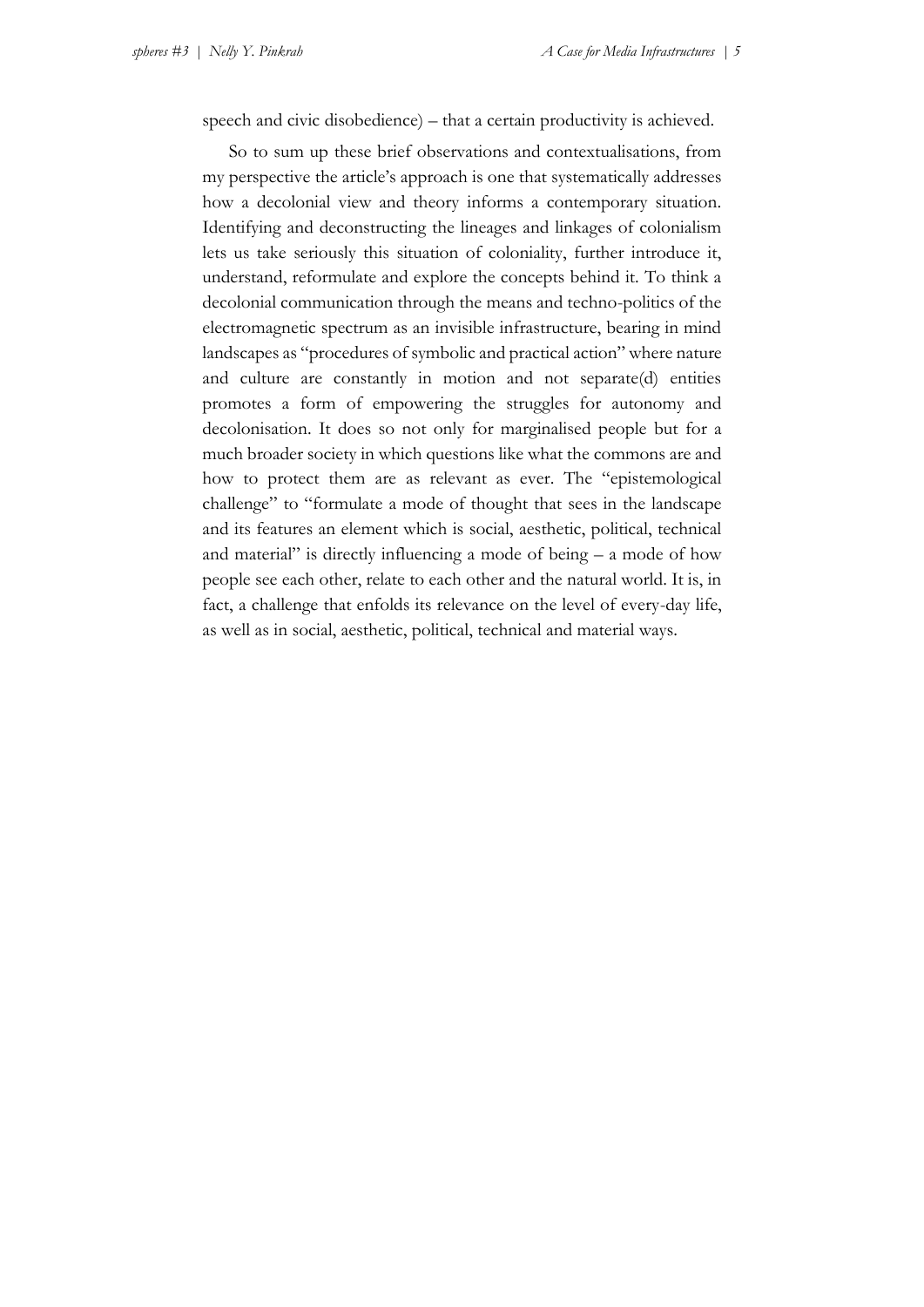speech and civic disobedience) – that a certain productivity is achieved.

So to sum up these brief observations and contextualisations, from my perspective the article's approach is one that systematically addresses how a decolonial view and theory informs a contemporary situation. Identifying and deconstructing the lineages and linkages of colonialism lets us take seriously this situation of coloniality, further introduce it, understand, reformulate and explore the concepts behind it. To think a decolonial communication through the means and techno-politics of the electromagnetic spectrum as an invisible infrastructure, bearing in mind landscapes as "procedures of symbolic and practical action" where nature and culture are constantly in motion and not separate(d) entities promotes a form of empowering the struggles for autonomy and decolonisation. It does so not only for marginalised people but for a much broader society in which questions like what the commons are and how to protect them are as relevant as ever. The "epistemological challenge" to "formulate a mode of thought that sees in the landscape and its features an element which is social, aesthetic, political, technical and material" is directly influencing a mode of being – a mode of how people see each other, relate to each other and the natural world. It is, in fact, a challenge that enfolds its relevance on the level of every-day life, as well as in social, aesthetic, political, technical and material ways.